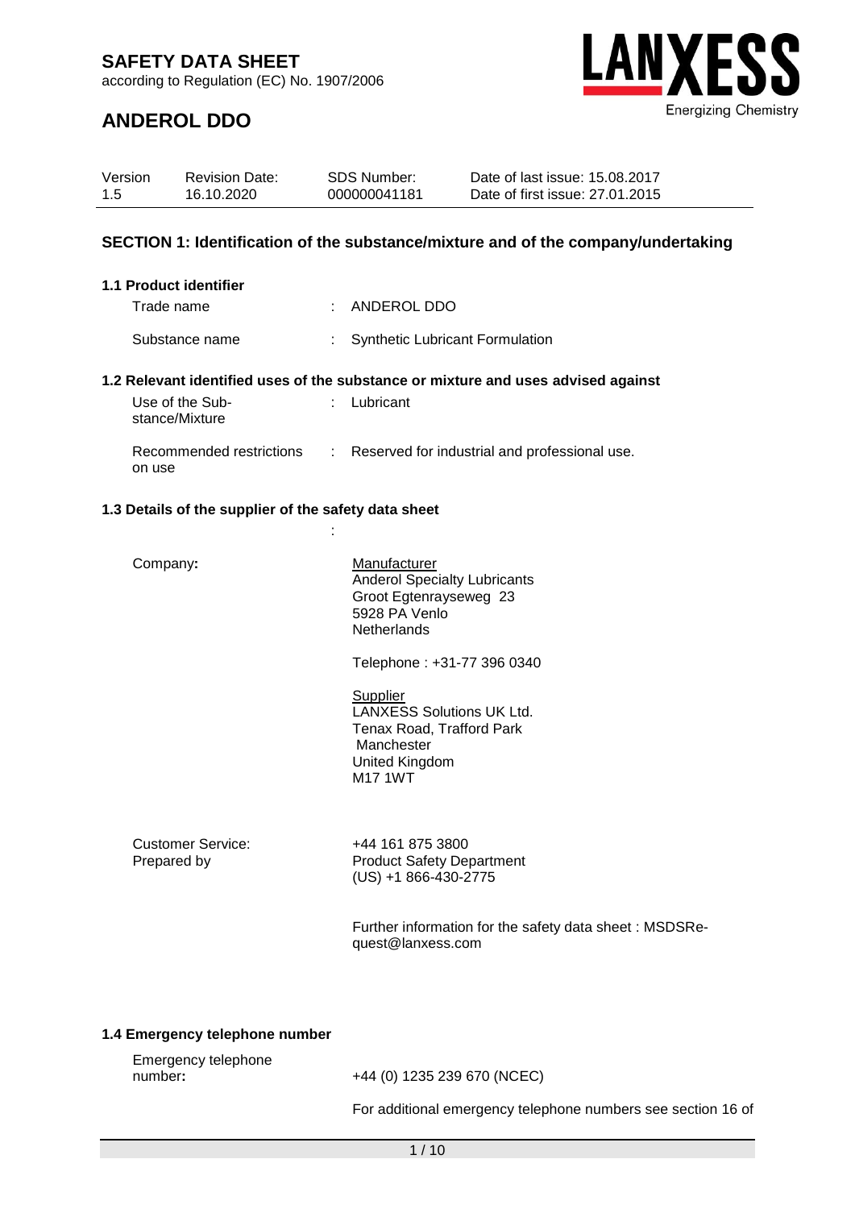# SAFETY DATA SHEET

according to Regulation (EC) No. 1907/2006

## ANDEROL DDO

| Version | Revision Date: | SDS Number: | Date of last issue: 15.08.2017 |
|---|---|---|---|
| 1.5 | 16.10.2020 | 000000041181 | Date of first issue: 27.01.2015 |

## SECTION 1: Identification of the substance/mixture and of the company/undertaking

### 1.1 Product identifier

Trade name : ANDEROL DDO

Substance name : Synthetic Lubricant Formulation

### 1.2 Relevant identified uses of the substance or mixture and uses advised against

Use of the Substance/Mixture : Lubricant

Recommended restrictions on use : Reserved for industrial and professional use.

### 1.3 Details of the supplier of the safety data sheet

:

Company:

Manufacturer
Anderol Specialty Lubricants
Groot Egtenrayseweg 23
5928 PA Venlo
Netherlands

Telephone : +31-77 396 0340

Supplier
LANXESS Solutions UK Ltd.
Tenax Road, Trafford Park
Manchester
United Kingdom
M17 1WT

Customer Service: +44 161 875 3800

Prepared by Product Safety Department
(US) +1 866-430-2775

Further information for the safety data sheet : MSDSRequest@lanxess.com

### 1.4 Emergency telephone number

Emergency telephone number: +44 (0) 1235 239 670 (NCEC)

For additional emergency telephone numbers see section 16 of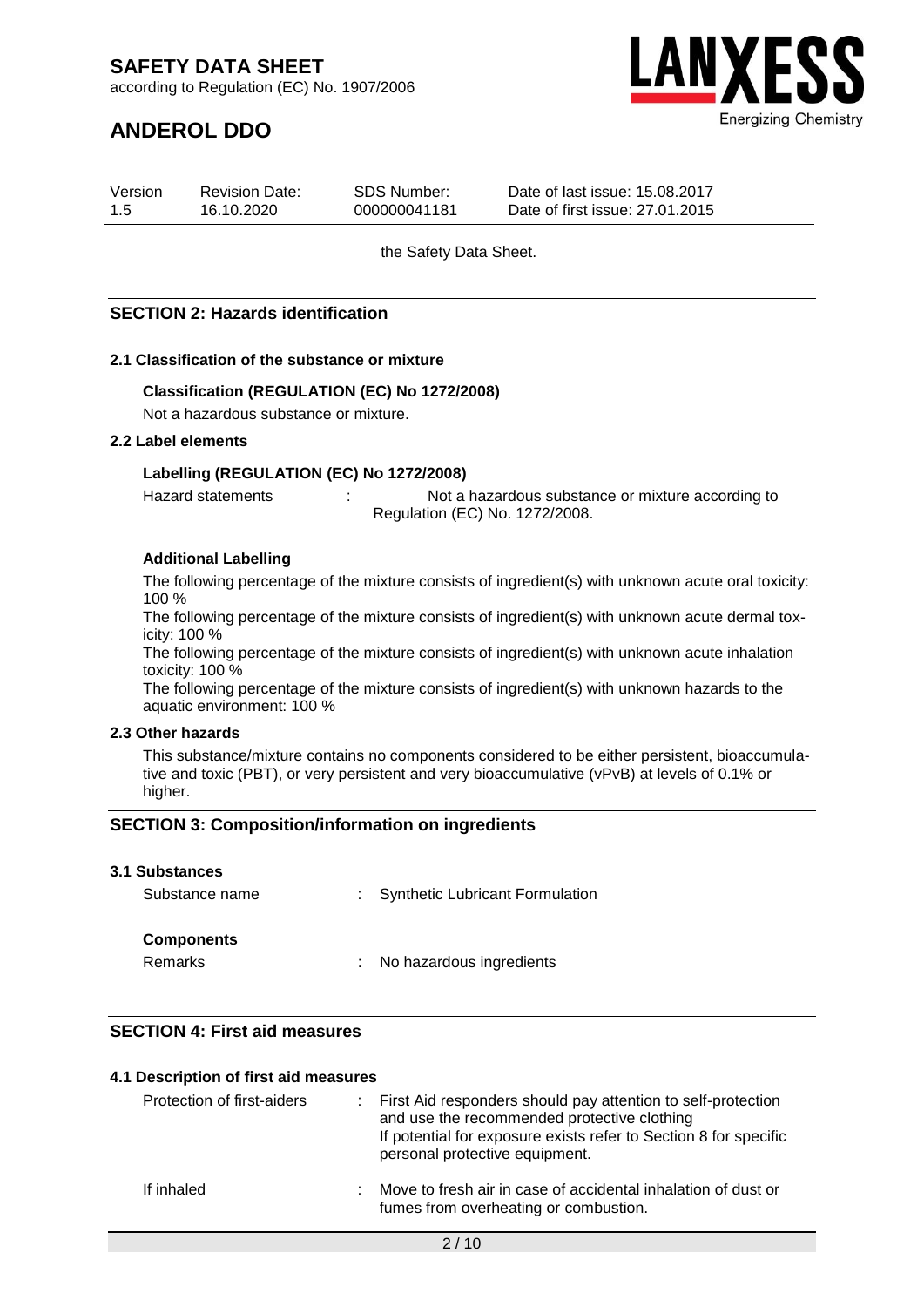the Safety Data Sheet.

## SECTION 2: Hazards identification

### 2.1 Classification of the substance or mixture

**Classification (REGULATION (EC) No 1272/2008)**

Not a hazardous substance or mixture.

### 2.2 Label elements

**Labelling (REGULATION (EC) No 1272/2008)**

Hazard statements : Not a hazardous substance or mixture according to Regulation (EC) No. 1272/2008.

**Additional Labelling**

The following percentage of the mixture consists of ingredient(s) with unknown acute oral toxicity: 100 %

The following percentage of the mixture consists of ingredient(s) with unknown acute dermal toxicity: 100 %

The following percentage of the mixture consists of ingredient(s) with unknown acute inhalation toxicity: 100 %

The following percentage of the mixture consists of ingredient(s) with unknown hazards to the aquatic environment: 100 %

### 2.3 Other hazards

This substance/mixture contains no components considered to be either persistent, bioaccumulative and toxic (PBT), or very persistent and very bioaccumulative (vPvB) at levels of 0.1% or higher.

## SECTION 3: Composition/information on ingredients

### 3.1 Substances

Substance name : Synthetic Lubricant Formulation

**Components**

Remarks : No hazardous ingredients

## SECTION 4: First aid measures

### 4.1 Description of first aid measures

Protection of first-aiders : First Aid responders should pay attention to self-protection and use the recommended protective clothing
If potential for exposure exists refer to Section 8 for specific personal protective equipment.

If inhaled : Move to fresh air in case of accidental inhalation of dust or fumes from overheating or combustion.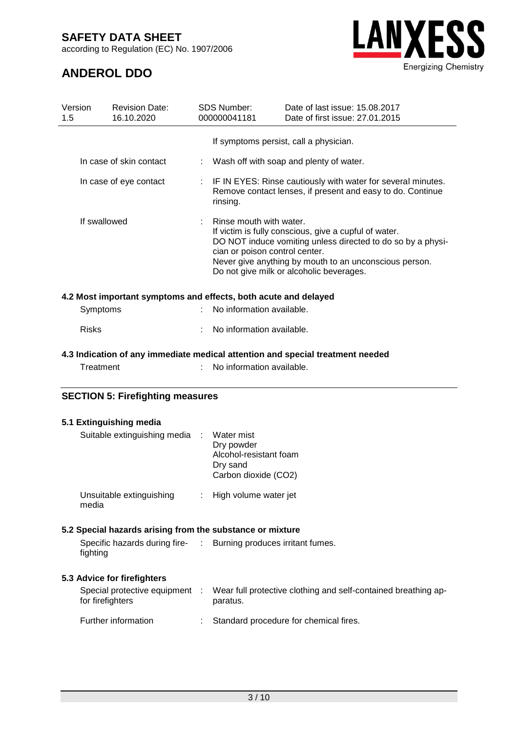If symptoms persist, call a physician.

| | | |
|---|---|---|
| In case of skin contact | : | Wash off with soap and plenty of water. |
| In case of eye contact | : | IF IN EYES: Rinse cautiously with water for several minutes. Remove contact lenses, if present and easy to do. Continue rinsing. |
| If swallowed | : | Rinse mouth with water.<br>If victim is fully conscious, give a cupful of water.<br>DO NOT induce vomiting unless directed to do so by a physician or poison control center.<br>Never give anything by mouth to an unconscious person.<br>Do not give milk or alcoholic beverages. |

### 4.2 Most important symptoms and effects, both acute and delayed

| | | |
|---|---|---|
| Symptoms | : | No information available. |
| Risks | : | No information available. |

### 4.3 Indication of any immediate medical attention and special treatment needed

| | | |
|---|---|---|
| Treatment | : | No information available. |

## SECTION 5: Firefighting measures

### 5.1 Extinguishing media

| | | |
|---|---|---|
| Suitable extinguishing media | : | Water mist<br>Dry powder<br>Alcohol-resistant foam<br>Dry sand<br>Carbon dioxide ($CO_2$) |
| Unsuitable extinguishing media | : | High volume water jet |

### 5.2 Special hazards arising from the substance or mixture

| | | |
|---|---|---|
| Specific hazards during firefighting | : | Burning produces irritant fumes. |

### 5.3 Advice for firefighters

| | | |
|---|---|---|
| Special protective equipment for firefighters | : | Wear full protective clothing and self-contained breathing apparatus. |
| Further information | : | Standard procedure for chemical fires. |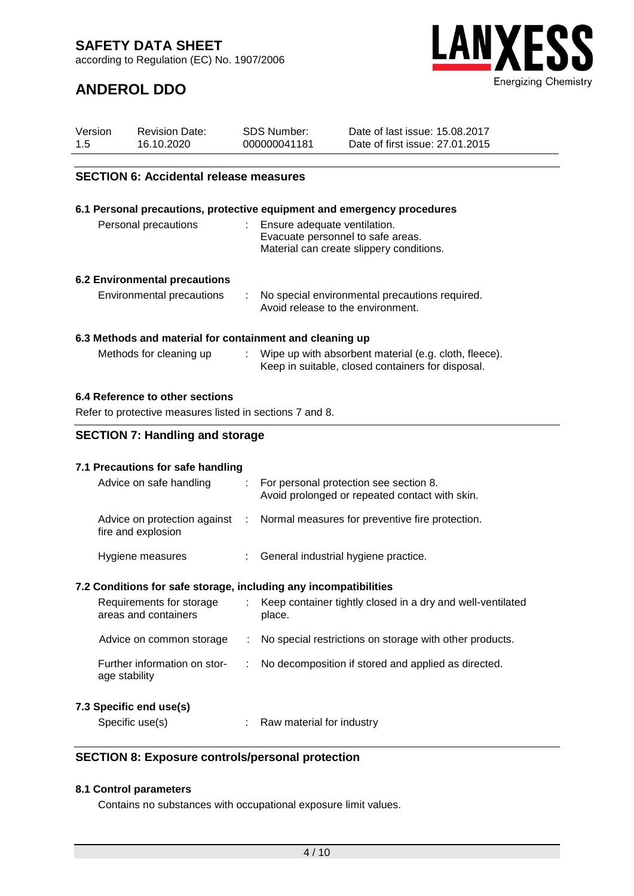## SECTION 6: Accidental release measures

### 6.1 Personal precautions, protective equipment and emergency procedures

| | | |
|---|---|---|
| Personal precautions | : | Ensure adequate ventilation.<br>Evacuate personnel to safe areas.<br>Material can create slippery conditions. |

### 6.2 Environmental precautions

| | | |
|---|---|---|
| Environmental precautions | : | No special environmental precautions required.<br>Avoid release to the environment. |

### 6.3 Methods and material for containment and cleaning up

| | | |
|---|---|---|
| Methods for cleaning up | : | Wipe up with absorbent material (e.g. cloth, fleece).<br>Keep in suitable, closed containers for disposal. |

### 6.4 Reference to other sections

Refer to protective measures listed in sections 7 and 8.

## SECTION 7: Handling and storage

### 7.1 Precautions for safe handling

| | | |
|---|---|---|
| Advice on safe handling | : | For personal protection see section 8.<br>Avoid prolonged or repeated contact with skin. |
| Advice on protection against fire and explosion | : | Normal measures for preventive fire protection. |
| Hygiene measures | : | General industrial hygiene practice. |

### 7.2 Conditions for safe storage, including any incompatibilities

| | | |
|---|---|---|
| Requirements for storage areas and containers | : | Keep container tightly closed in a dry and well-ventilated place. |
| Advice on common storage | : | No special restrictions on storage with other products. |
| Further information on storage stability | : | No decomposition if stored and applied as directed. |

### 7.3 Specific end use(s)

| | | |
|---|---|---|
| Specific use(s) | : | Raw material for industry |

## SECTION 8: Exposure controls/personal protection

### 8.1 Control parameters

Contains no substances with occupational exposure limit values.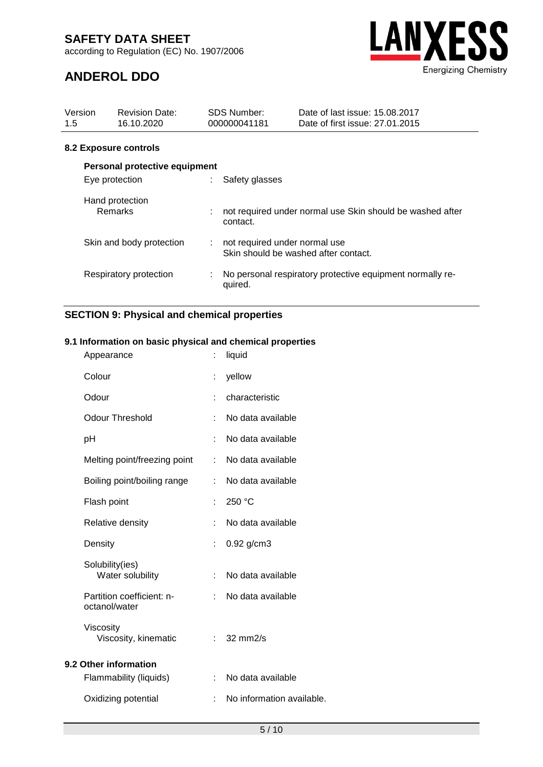## 8.2 Exposure controls

**Personal protective equipment**

| | | |
|---|---|---|
| Eye protection | : | Safety glasses |
| Hand protection<br>Remarks | : | not required under normal use Skin should be washed after contact. |
| Skin and body protection | : | not required under normal use<br>Skin should be washed after contact. |
| Respiratory protection | : | No personal respiratory protective equipment normally required. |

## SECTION 9: Physical and chemical properties

### 9.1 Information on basic physical and chemical properties

| | | |
|---|---|---|
| Appearance | : | liquid |
| Colour | : | yellow |
| Odour | : | characteristic |
| Odour Threshold | : | No data available |
| pH | : | No data available |
| Melting point/freezing point | : | No data available |
| Boiling point/boiling range | : | No data available |
| Flash point | : | 250 °C |
| Relative density | : | No data available |
| Density | : | 0.92 g/cm3 |
| Solubility(ies)<br>Water solubility | : | No data available |
| Partition coefficient: n-octanol/water | : | No data available |
| Viscosity<br>Viscosity, kinematic | : | 32 mm2/s |

### 9.2 Other information

| | | |
|---|---|---|
| Flammability (liquids) | : | No data available |
| Oxidizing potential | : | No information available. |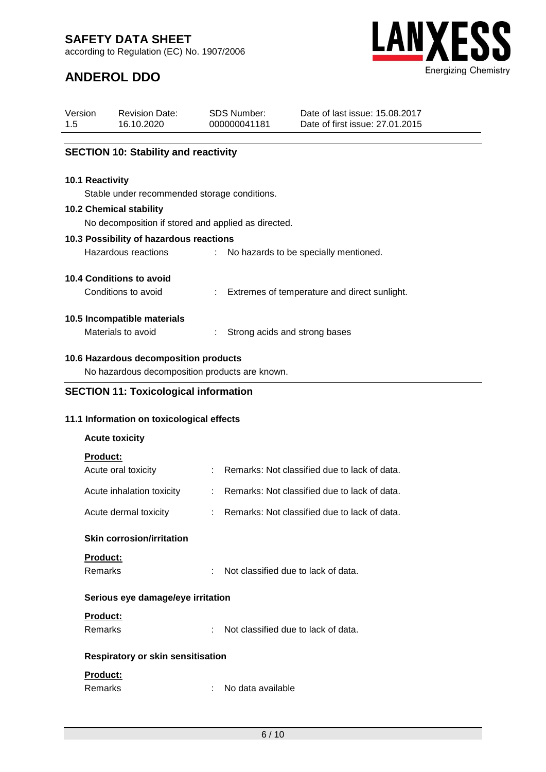## SECTION 10: Stability and reactivity

### 10.1 Reactivity

Stable under recommended storage conditions.

### 10.2 Chemical stability

No decomposition if stored and applied as directed.

### 10.3 Possibility of hazardous reactions

Hazardous reactions : No hazards to be specially mentioned.

### 10.4 Conditions to avoid

Conditions to avoid : Extremes of temperature and direct sunlight.

### 10.5 Incompatible materials

Materials to avoid : Strong acids and strong bases

### 10.6 Hazardous decomposition products

No hazardous decomposition products are known.

## SECTION 11: Toxicological information

### 11.1 Information on toxicological effects

**Acute toxicity**

**Product:**

Acute oral toxicity : Remarks: Not classified due to lack of data.

Acute inhalation toxicity : Remarks: Not classified due to lack of data.

Acute dermal toxicity : Remarks: Not classified due to lack of data.

**Skin corrosion/irritation**

**Product:**

Remarks : Not classified due to lack of data.

**Serious eye damage/eye irritation**

**Product:**

Remarks : Not classified due to lack of data.

**Respiratory or skin sensitisation**

**Product:**

Remarks : No data available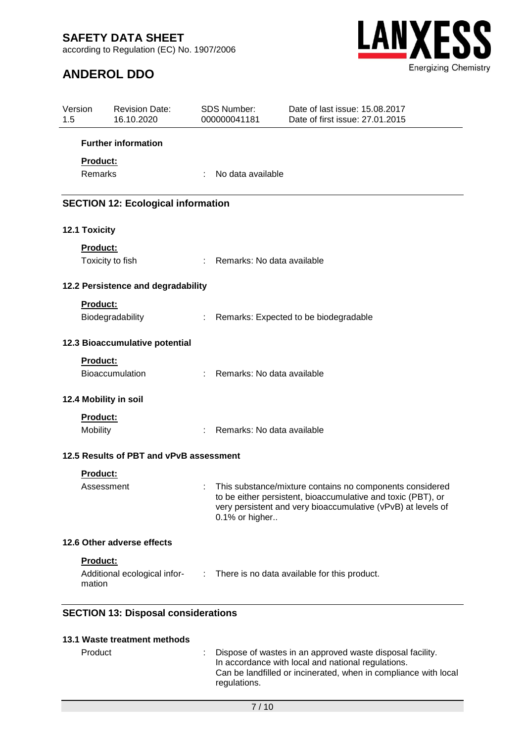**Further information**

**Product:**

Remarks : No data available

## SECTION 12: Ecological information

### 12.1 Toxicity

**Product:**

Toxicity to fish : Remarks: No data available

### 12.2 Persistence and degradability

**Product:**

Biodegradability : Remarks: Expected to be biodegradable

### 12.3 Bioaccumulative potential

**Product:**

Bioaccumulation : Remarks: No data available

### 12.4 Mobility in soil

**Product:**

Mobility : Remarks: No data available

### 12.5 Results of PBT and vPvB assessment

**Product:**

Assessment : This substance/mixture contains no components considered to be either persistent, bioaccumulative and toxic (PBT), or very persistent and very bioaccumulative (vPvB) at levels of 0.1% or higher..

### 12.6 Other adverse effects

**Product:**

Additional ecological information : There is no data available for this product.

## SECTION 13: Disposal considerations

### 13.1 Waste treatment methods

Product : Dispose of wastes in an approved waste disposal facility. In accordance with local and national regulations. Can be landfilled or incinerated, when in compliance with local regulations.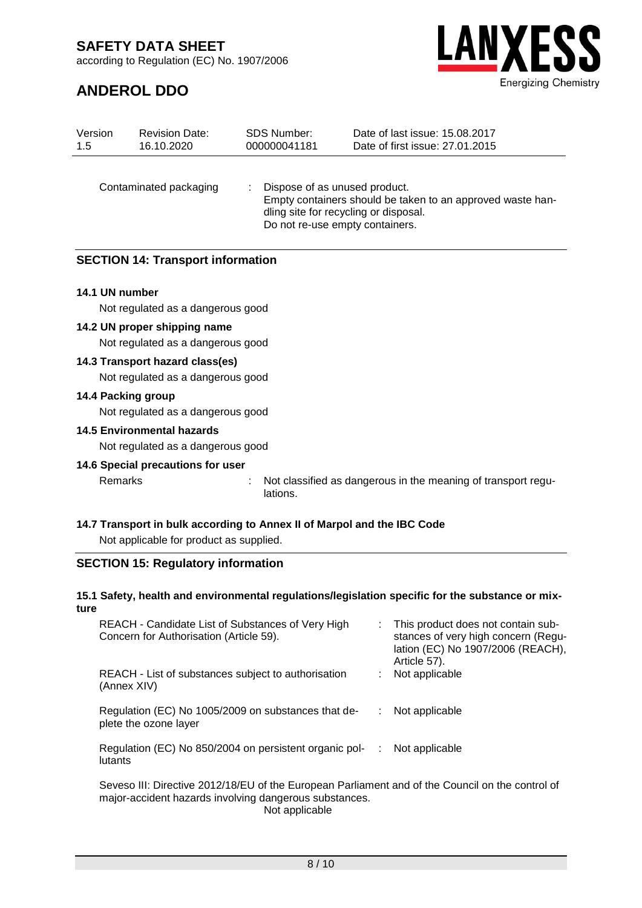Contaminated packaging : Dispose of as unused product.
Empty containers should be taken to an approved waste handling site for recycling or disposal.
Do not re-use empty containers.

## SECTION 14: Transport information

**14.1 UN number**

Not regulated as a dangerous good

**14.2 UN proper shipping name**

Not regulated as a dangerous good

**14.3 Transport hazard class(es)**

Not regulated as a dangerous good

**14.4 Packing group**

Not regulated as a dangerous good

**14.5 Environmental hazards**

Not regulated as a dangerous good

**14.6 Special precautions for user**

Remarks : Not classified as dangerous in the meaning of transport regulations.

**14.7 Transport in bulk according to Annex II of Marpol and the IBC Code**

Not applicable for product as supplied.

## SECTION 15: Regulatory information

**15.1 Safety, health and environmental regulations/legislation specific for the substance or mixture**

| | |
|---|---|
| REACH - Candidate List of Substances of Very High Concern for Authorisation (Article 59). | : This product does not contain substances of very high concern (Regulation (EC) No 1907/2006 (REACH), Article 57). |
| REACH - List of substances subject to authorisation (Annex XIV) | : Not applicable |
| Regulation (EC) No 1005/2009 on substances that deplete the ozone layer | : Not applicable |
| Regulation (EC) No 850/2004 on persistent organic pollutants | : Not applicable |

Seveso III: Directive 2012/18/EU of the European Parliament and of the Council on the control of major-accident hazards involving dangerous substances.
Not applicable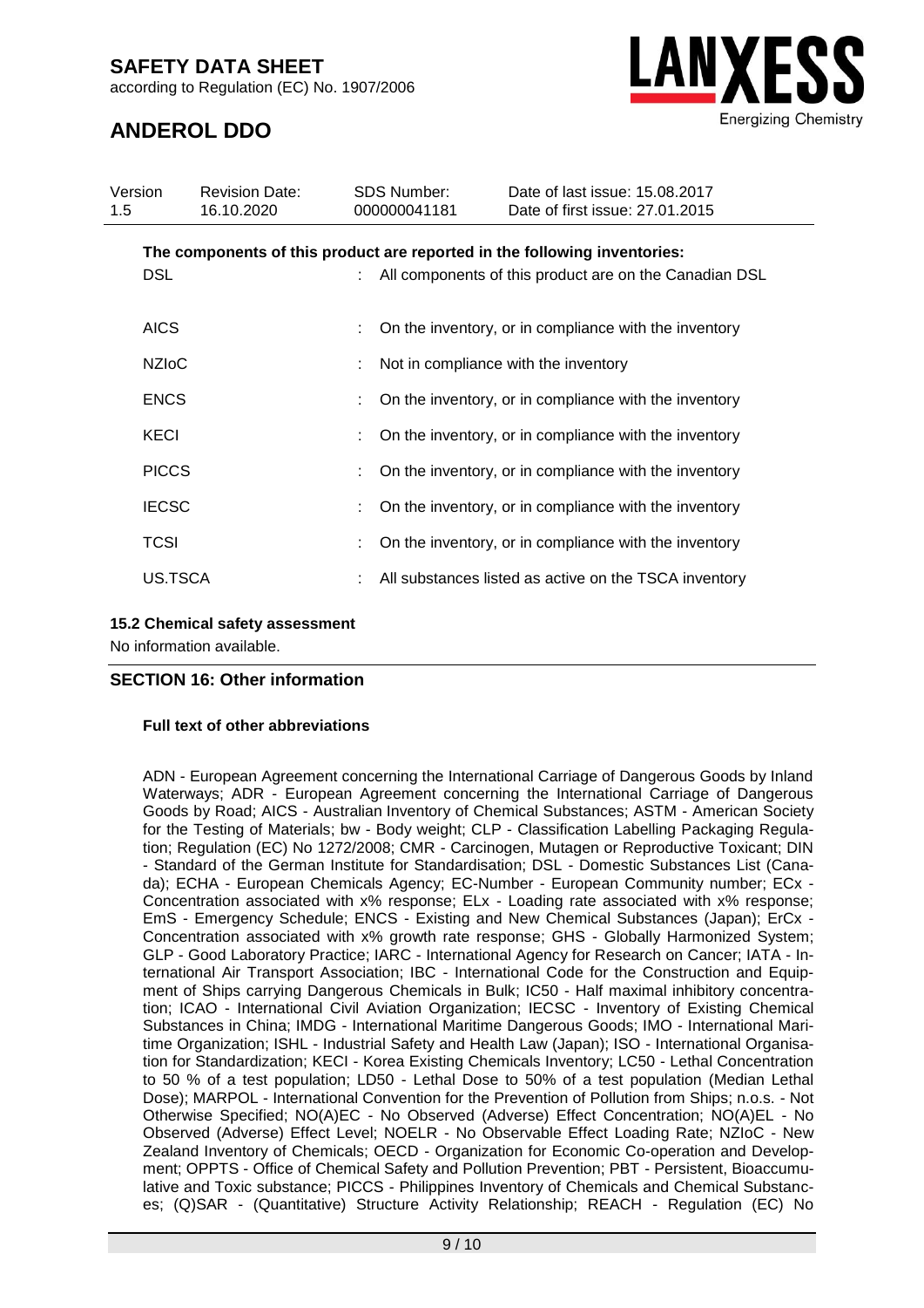**The components of this product are reported in the following inventories:**

| | | |
|---|---|---|
| DSL | : | All components of this product are on the Canadian DSL |
| AICS | : | On the inventory, or in compliance with the inventory |
| NZIoC | : | Not in compliance with the inventory |
| ENCS | : | On the inventory, or in compliance with the inventory |
| KECI | : | On the inventory, or in compliance with the inventory |
| PICCS | : | On the inventory, or in compliance with the inventory |
| IECSC | : | On the inventory, or in compliance with the inventory |
| TCSI | : | On the inventory, or in compliance with the inventory |
| US.TSCA | : | All substances listed as active on the TSCA inventory |

### 15.2 Chemical safety assessment

No information available.

## SECTION 16: Other information

**Full text of other abbreviations**

ADN - European Agreement concerning the International Carriage of Dangerous Goods by Inland Waterways; ADR - European Agreement concerning the International Carriage of Dangerous Goods by Road; AICS - Australian Inventory of Chemical Substances; ASTM - American Society for the Testing of Materials; bw - Body weight; CLP - Classification Labelling Packaging Regulation; Regulation (EC) No 1272/2008; CMR - Carcinogen, Mutagen or Reproductive Toxicant; DIN - Standard of the German Institute for Standardisation; DSL - Domestic Substances List (Canada); ECHA - European Chemicals Agency; EC-Number - European Community number; ECx - Concentration associated with x% response; ELx - Loading rate associated with x% response; EmS - Emergency Schedule; ENCS - Existing and New Chemical Substances (Japan); ErCx - Concentration associated with x% growth rate response; GHS - Globally Harmonized System; GLP - Good Laboratory Practice; IARC - International Agency for Research on Cancer; IATA - International Air Transport Association; IBC - International Code for the Construction and Equipment of Ships carrying Dangerous Chemicals in Bulk; IC50 - Half maximal inhibitory concentration; ICAO - International Civil Aviation Organization; IECSC - Inventory of Existing Chemical Substances in China; IMDG - International Maritime Dangerous Goods; IMO - International Maritime Organization; ISHL - Industrial Safety and Health Law (Japan); ISO - International Organisation for Standardization; KECI - Korea Existing Chemicals Inventory; LC50 - Lethal Concentration to 50 % of a test population; LD50 - Lethal Dose to 50% of a test population (Median Lethal Dose); MARPOL - International Convention for the Prevention of Pollution from Ships; n.o.s. - Not Otherwise Specified; NO(A)EC - No Observed (Adverse) Effect Concentration; NO(A)EL - No Observed (Adverse) Effect Level; NOELR - No Observable Effect Loading Rate; NZIoC - New Zealand Inventory of Chemicals; OECD - Organization for Economic Co-operation and Development; OPPTS - Office of Chemical Safety and Pollution Prevention; PBT - Persistent, Bioaccumulative and Toxic substance; PICCS - Philippines Inventory of Chemicals and Chemical Substances; (Q)SAR - (Quantitative) Structure Activity Relationship; REACH - Regulation (EC) No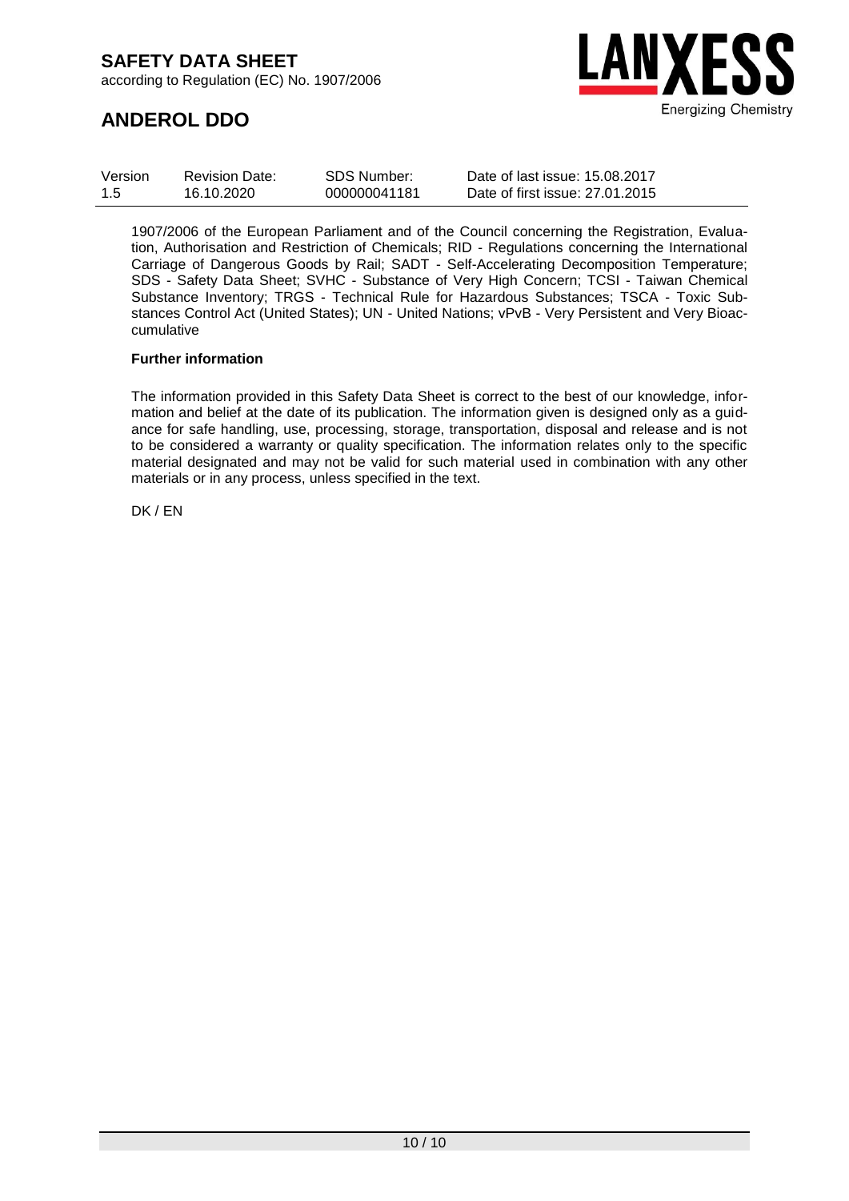1907/2006 of the European Parliament and of the Council concerning the Registration, Evaluation, Authorisation and Restriction of Chemicals; RID - Regulations concerning the International Carriage of Dangerous Goods by Rail; SADT - Self-Accelerating Decomposition Temperature; SDS - Safety Data Sheet; SVHC - Substance of Very High Concern; TCSI - Taiwan Chemical Substance Inventory; TRGS - Technical Rule for Hazardous Substances; TSCA - Toxic Substances Control Act (United States); UN - United Nations; vPvB - Very Persistent and Very Bioaccumulative

**Further information**

The information provided in this Safety Data Sheet is correct to the best of our knowledge, information and belief at the date of its publication. The information given is designed only as a guidance for safe handling, use, processing, storage, transportation, disposal and release and is not to be considered a warranty or quality specification. The information relates only to the specific material designated and may not be valid for such material used in combination with any other materials or in any process, unless specified in the text.

DK / EN